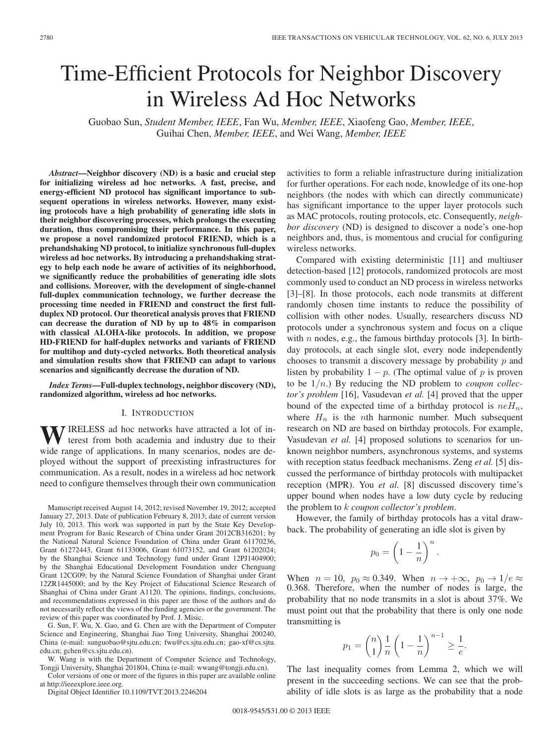# Time-Efficient Protocols for Neighbor Discovery in Wireless Ad Hoc Networks

Guobao Sun, *Student Member, IEEE*, Fan Wu, *Member, IEEE*, Xiaofeng Gao, *Member, IEEE*, Guihai Chen, *Member, IEEE*, and Wei Wang, *Member, IEEE*

***Abstract*—Neighbor discovery (ND) is a basic and crucial step for initializing wireless ad hoc networks. A fast, precise, and energy-efficient ND protocol has significant importance to subsequent operations in wireless networks. However, many existing protocols have a high probability of generating idle slots in their neighbor discovering processes, which prolongs the executing duration, thus compromising their performance. In this paper, we propose a novel randomized protocol FRIEND, which is a prehandshaking ND protocol, to initialize synchronous full-duplex wireless ad hoc networks. By introducing a prehandshaking strategy to help each node be aware of activities of its neighborhood, we significantly reduce the probabilities of generating idle slots and collisions. Moreover, with the development of single-channel full-duplex communication technology, we further decrease the processing time needed in FRIEND and construct the first full-duplex ND protocol. Our theoretical analysis proves that FRIEND can decrease the duration of ND by up to 48% in comparison with classical ALOHA-like protocols. In addition, we propose HD-FRIEND for half-duplex networks and variants of FRIEND for multihop and duty-cycled networks. Both theoretical analysis and simulation results show that FRIEND can adapt to various scenarios and significantly decrease the duration of ND.**

***Index Terms*—Full-duplex technology, neighbor discovery (ND), randomized algorithm, wireless ad hoc networks.**

## I. Introduction

Wireless ad hoc networks have attracted a lot of interest from both academia and industry due to their wide range of applications. In many scenarios, nodes are deployed without the support of preexisting infrastructures for communication. As a result, nodes in a wireless ad hoc network need to configure themselves through their own communication activities to form a reliable infrastructure during initialization for further operations. For each node, knowledge of its one-hop neighbors (the nodes with which can directly communicate) has significant importance to the upper layer protocols such as MAC protocols, routing protocols, etc. Consequently, *neighbor discovery* (ND) is designed to discover a node's one-hop neighbors and, thus, is momentous and crucial for configuring wireless networks.

Compared with existing deterministic [11] and multiuser detection-based [12] protocols, randomized protocols are most commonly used to conduct an ND process in wireless networks [3]–[8]. In those protocols, each node transmits at different randomly chosen time instants to reduce the possibility of collision with other nodes. Usually, researchers discuss ND protocols under a synchronous system and focus on a clique with $n$ nodes, e.g., the famous birthday protocols [3]. In birthday protocols, at each single slot, every node independently chooses to transmit a discovery message by probability $p$ and listen by probability $1-p$. (The optimal value of $p$ is proven to be $1/n$.) By reducing the ND problem to *coupon collector's problem* [16], Vasudevan *et al.* [4] proved that the upper bound of the expected time of a birthday protocol is $neH_n$, where $H_n$ is the $n$th harmonic number. Much subsequent research on ND are based on birthday protocols. For example, Vasudevan *et al.* [4] proposed solutions to scenarios for unknown neighbor numbers, asynchronous systems, and systems with reception status feedback mechanisms. Zeng *et al.* [5] discussed the performance of birthday protocols with multipacket reception (MPR). You *et al.* [8] discussed discovery time's upper bound when nodes have a low duty cycle by reducing the problem to $k$ *coupon collector's problem*.

However, the family of birthday protocols has a vital drawback. The probability of generating an idle slot is given by

$$p_0 = \left(1 - \frac{1}{n}\right)^n.$$

When $n = 10$, $p_0 \approx 0.349$. When $n \to +\infty$, $p_0 \to 1/e \approx 0.368$. Therefore, when the number of nodes is large, the probability that no node transmits in a slot is about 37%. We must point out that the probability that there is only one node transmitting is

$$p_1 = \binom{n}{1}\frac{1}{n}\left(1 - \frac{1}{n}\right)^{n-1} \geq \frac{1}{e}.$$

The last inequality comes from Lemma 2, which we will present in the succeeding sections. We can see that the probability of idle slots is as large as the probability that a node

Manuscript received August 14, 2012; revised November 19, 2012; accepted January 27, 2013. Date of publication February 8, 2013; date of current version July 10, 2013. This work was supported in part by the State Key Development Program for Basic Research of China under Grant 2012CB316201; by the National Natural Science Foundation of China under Grant 61170236, Grant 61272443, Grant 61133006, Grant 61073152, and Grant 61202024; by the Shanghai Science and Technology fund under Grant 12PJ1404900; by the Shanghai Educational Development Foundation under Chenguang Grant 12CG09; by the Natural Science Foundation of Shanghai under Grant 12ZR1445000; and by the Key Project of Educational Science Research of Shanghai of China under Grant A1120. The opinions, findings, conclusions, and recommendations expressed in this paper are those of the authors and do not necessarily reflect the views of the funding agencies or the government. The review of this paper was coordinated by Prof. J. Misic.

G. Sun, F. Wu, X. Gao, and G. Chen are with the Department of Computer Science and Engineering, Shanghai Jiao Tong University, Shanghai 200240, China (e-mail: sunguobao@sjtu.edu.cn; fwu@cs.sjtu.edu.cn; gao-xf@cs.sjtu.edu.cn; gchen@cs.sjtu.edu.cn).

W. Wang is with the Department of Computer Science and Technology, Tongji University, Shanghai 201804, China (e-mail: wwang@tongji.edu.cn).

Color versions of one or more of the figures in this paper are available online at http://ieeexplore.ieee.org.

Digital Object Identifier 10.1109/TVT.2013.2246204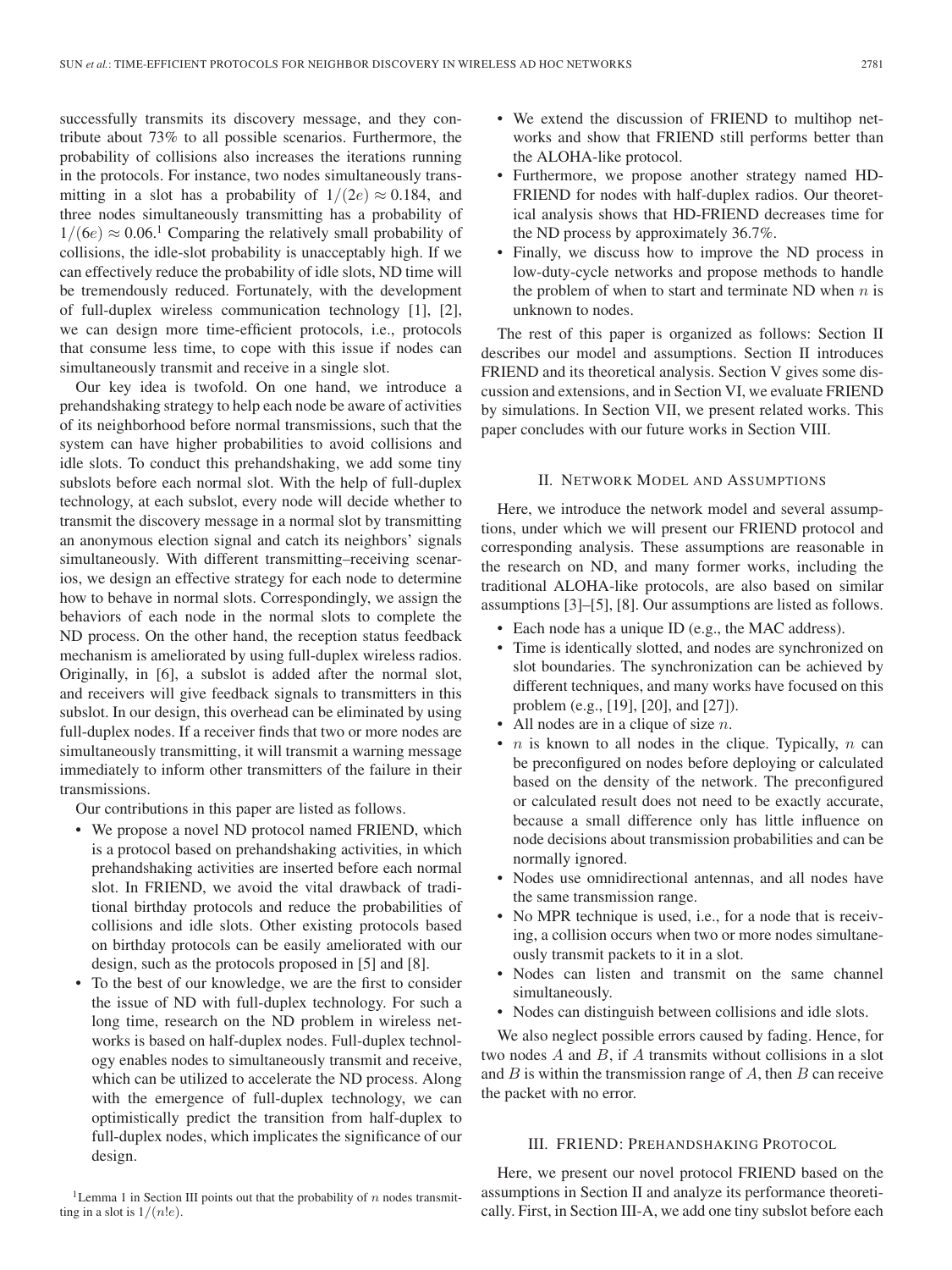successfully transmits its discovery message, and they contribute about 73% to all possible scenarios. Furthermore, the probability of collisions also increases the iterations running in the protocols. For instance, two nodes simultaneously transmitting in a slot has a probability of $1/(2e) \approx 0.184$, and three nodes simultaneously transmitting has a probability of $1/(6e) \approx 0.06$.[1] Comparing the relatively small probability of collisions, the idle-slot probability is unacceptably high. If we can effectively reduce the probability of idle slots, ND time will be tremendously reduced. Fortunately, with the development of full-duplex wireless communication technology [1], [2], we can design more time-efficient protocols, i.e., protocols that consume less time, to cope with this issue if nodes can simultaneously transmit and receive in a single slot.

Our key idea is twofold. On one hand, we introduce a prehandshaking strategy to help each node be aware of activities of its neighborhood before normal transmissions, such that the system can have higher probabilities to avoid collisions and idle slots. To conduct this prehandshaking, we add some tiny subslots before each normal slot. With the help of full-duplex technology, at each subslot, every node will decide whether to transmit the discovery message in a normal slot by transmitting an anonymous election signal and catch its neighbors' signals simultaneously. With different transmitting–receiving scenarios, we design an effective strategy for each node to determine how to behave in normal slots. Correspondingly, we assign the behaviors of each node in the normal slots to complete the ND process. On the other hand, the reception status feedback mechanism is ameliorated by using full-duplex wireless radios. Originally, in [6], a subslot is added after the normal slot, and receivers will give feedback signals to transmitters in this subslot. In our design, this overhead can be eliminated by using full-duplex nodes. If a receiver finds that two or more nodes are simultaneously transmitting, it will transmit a warning message immediately to inform other transmitters of the failure in their transmissions.

Our contributions in this paper are listed as follows.

- We propose a novel ND protocol named FRIEND, which is a protocol based on prehandshaking activities, in which prehandshaking activities are inserted before each normal slot. In FRIEND, we avoid the vital drawback of traditional birthday protocols and reduce the probabilities of collisions and idle slots. Other existing protocols based on birthday protocols can be easily ameliorated with our design, such as the protocols proposed in [5] and [8].
- To the best of our knowledge, we are the first to consider the issue of ND with full-duplex technology. For such a long time, research on the ND problem in wireless networks is based on half-duplex nodes. Full-duplex technology enables nodes to simultaneously transmit and receive, which can be utilized to accelerate the ND process. Along with the emergence of full-duplex technology, we can optimistically predict the transition from half-duplex to full-duplex nodes, which implicates the significance of our design.
- We extend the discussion of FRIEND to multihop networks and show that FRIEND still performs better than the ALOHA-like protocol.
- Furthermore, we propose another strategy named HD-FRIEND for nodes with half-duplex radios. Our theoretical analysis shows that HD-FRIEND decreases time for the ND process by approximately 36.7%.
- Finally, we discuss how to improve the ND process in low-duty-cycle networks and propose methods to handle the problem of when to start and terminate ND when $n$ is unknown to nodes.

The rest of this paper is organized as follows: Section II describes our model and assumptions. Section II introduces FRIEND and its theoretical analysis. Section V gives some discussion and extensions, and in Section VI, we evaluate FRIEND by simulations. In Section VII, we present related works. This paper concludes with our future works in Section VIII.

## II. Network Model and Assumptions

Here, we introduce the network model and several assumptions, under which we will present our FRIEND protocol and corresponding analysis. These assumptions are reasonable in the research on ND, and many former works, including the traditional ALOHA-like protocols, are also based on similar assumptions [3]–[5], [8]. Our assumptions are listed as follows.

- Each node has a unique ID (e.g., the MAC address).
- Time is identically slotted, and nodes are synchronized on slot boundaries. The synchronization can be achieved by different techniques, and many works have focused on this problem (e.g., [19], [20], and [27]).
- All nodes are in a clique of size $n$.
- $n$ is known to all nodes in the clique. Typically, $n$ can be preconfigured on nodes before deploying or calculated based on the density of the network. The preconfigured or calculated result does not need to be exactly accurate, because a small difference only has little influence on node decisions about transmission probabilities and can be normally ignored.
- Nodes use omnidirectional antennas, and all nodes have the same transmission range.
- No MPR technique is used, i.e., for a node that is receiving, a collision occurs when two or more nodes simultaneously transmit packets to it in a slot.
- Nodes can listen and transmit on the same channel simultaneously.
- Nodes can distinguish between collisions and idle slots.

We also neglect possible errors caused by fading. Hence, for two nodes $A$ and $B$, if $A$ transmits without collisions in a slot and $B$ is within the transmission range of $A$, then $B$ can receive the packet with no error.

## III. FRIEND: Prehandshaking Protocol

Here, we present our novel protocol FRIEND based on the assumptions in Section II and analyze its performance theoretically. First, in Section III-A, we add one tiny subslot before each

[1] Lemma 1 in Section III points out that the probability of $n$ nodes transmitting in a slot is $1/(n!e)$.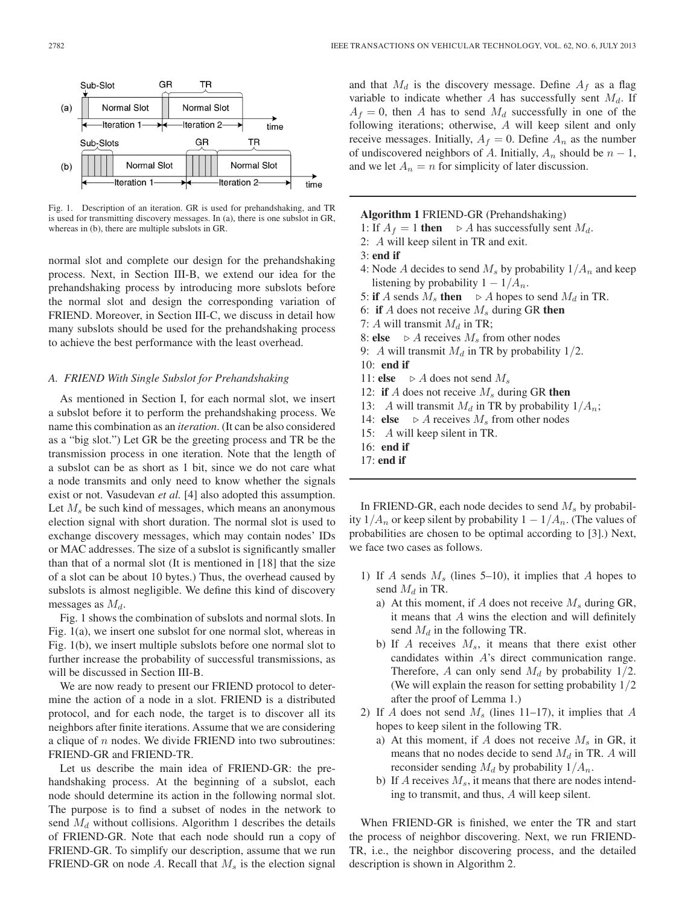Fig. 1. Description of an iteration. GR is used for prehandshaking, and TR is used for transmitting discovery messages. In (a), there is one subslot in GR, whereas in (b), there are multiple subslots in GR.

normal slot and complete our design for the prehandshaking process. Next, in Section III-B, we extend our idea for the prehandshaking process by introducing more subslots before the normal slot and design the corresponding variation of FRIEND. Moreover, in Section III-C, we discuss in detail how many subslots should be used for the prehandshaking process to achieve the best performance with the least overhead.

### *A. FRIEND With Single Subslot for Prehandshaking*

As mentioned in Section I, for each normal slot, we insert a subslot before it to perform the prehandshaking process. We name this combination as an *iteration*. (It can be also considered as a "big slot.") Let GR be the greeting process and TR be the transmission process in one iteration. Note that the length of a subslot can be as short as 1 bit, since we do not care what a node transmits and only need to know whether the signals exist or not. Vasudevan *et al.* [4] also adopted this assumption. Let $M_s$ be such kind of messages, which means an anonymous election signal with short duration. The normal slot is used to exchange discovery messages, which may contain nodes' IDs or MAC addresses. The size of a subslot is significantly smaller than that of a normal slot (It is mentioned in [18] that the size of a slot can be about 10 bytes.) Thus, the overhead caused by subslots is almost negligible. We define this kind of discovery messages as $M_d$.

Fig. 1 shows the combination of subslots and normal slots. In Fig. 1(a), we insert one subslot for one normal slot, whereas in Fig. 1(b), we insert multiple subslots before one normal slot to further increase the probability of successful transmissions, as will be discussed in Section III-B.

We are now ready to present our FRIEND protocol to determine the action of a node in a slot. FRIEND is a distributed protocol, and for each node, the target is to discover all its neighbors after finite iterations. Assume that we are considering a clique of $n$ nodes. We divide FRIEND into two subroutines: FRIEND-GR and FRIEND-TR.

Let us describe the main idea of FRIEND-GR: the prehandshaking process. At the beginning of a subslot, each node should determine its action in the following normal slot. The purpose is to find a subset of nodes in the network to send $M_d$ without collisions. Algorithm 1 describes the details of FRIEND-GR. Note that each node should run a copy of FRIEND-GR. To simplify our description, assume that we run FRIEND-GR on node $A$. Recall that $M_s$ is the election signal and that $M_d$ is the discovery message. Define $A_f$ as a flag variable to indicate whether $A$ has successfully sent $M_d$. If $A_f = 0$, then $A$ has to send $M_d$ successfully in one of the following iterations; otherwise, $A$ will keep silent and only receive messages. Initially, $A_f = 0$. Define $A_n$ as the number of undiscovered neighbors of $A$. Initially, $A_n$ should be $n-1$, and we let $A_n = n$ for simplicity of later discussion.

---

**Algorithm 1** FRIEND-GR (Prehandshaking)

1: If $A_f = 1$ **then** $\triangleright$ $A$ has successfully sent $M_d$.
2: $A$ will keep silent in TR and exit.
3: **end if**
4: Node $A$ decides to send $M_s$ by probability $1/A_n$ and keep listening by probability $1 - 1/A_n$.
5: **if** $A$ sends $M_s$ **then** $\triangleright$ $A$ hopes to send $M_d$ in TR.
6: **if** $A$ does not receive $M_s$ during GR **then**
7: $A$ will transmit $M_d$ in TR;
8: **else** $\triangleright$ $A$ receives $M_s$ from other nodes
9: $A$ will transmit $M_d$ in TR by probability $1/2$.
10: **end if**
11: **else** $\triangleright$ $A$ does not send $M_s$
12: **if** $A$ does not receive $M_s$ during GR **then**
13: $A$ will transmit $M_d$ in TR by probability $1/A_n$;
14: **else** $\triangleright$ $A$ receives $M_s$ from other nodes
15: $A$ will keep silent in TR.
16: **end if**
17: **end if**

---

In FRIEND-GR, each node decides to send $M_s$ by probability $1/A_n$ or keep silent by probability $1 - 1/A_n$. (The values of probabilities are chosen to be optimal according to [3].) Next, we face two cases as follows.

1) If $A$ sends $M_s$ (lines 5–10), it implies that $A$ hopes to send $M_d$ in TR.
   a) At this moment, if $A$ does not receive $M_s$ during GR, it means that $A$ wins the election and will definitely send $M_d$ in the following TR.
   b) If $A$ receives $M_s$, it means that there exist other candidates within $A$'s direct communication range. Therefore, $A$ can only send $M_d$ by probability $1/2$. (We will explain the reason for setting probability $1/2$ after the proof of Lemma 1.)
2) If $A$ does not send $M_s$ (lines 11–17), it implies that $A$ hopes to keep silent in the following TR.
   a) At this moment, if $A$ does not receive $M_s$ in GR, it means that no nodes decide to send $M_d$ in TR. $A$ will reconsider sending $M_d$ by probability $1/A_n$.
   b) If $A$ receives $M_s$, it means that there are nodes intending to transmit, and thus, $A$ will keep silent.

When FRIEND-GR is finished, we enter the TR and start the process of neighbor discovering. Next, we run FRIEND-TR, i.e., the neighbor discovering process, and the detailed description is shown in Algorithm 2.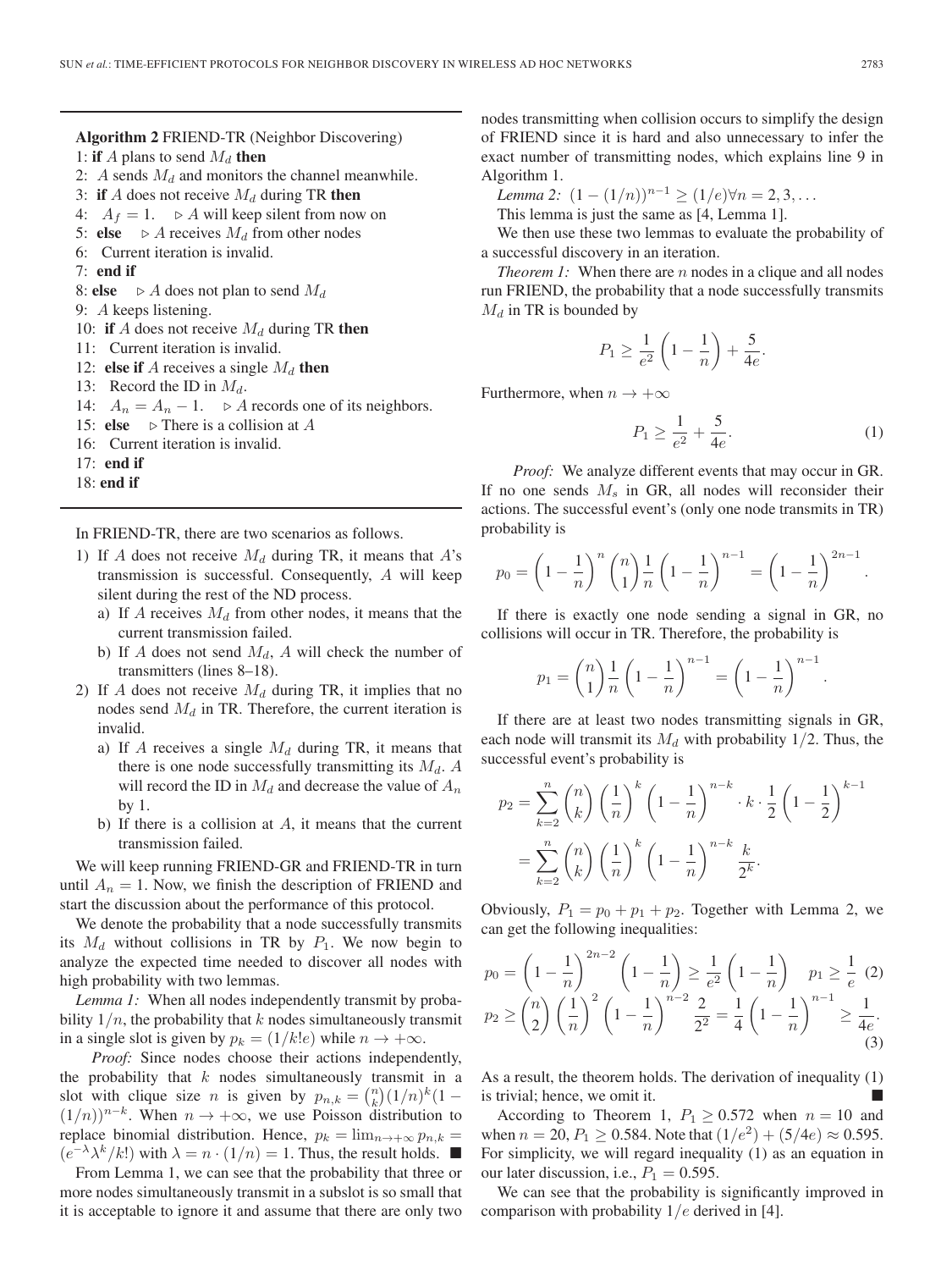**Algorithm 2** FRIEND-TR (Neighbor Discovering)

1: **if** $A$ plans to send $M_d$ **then**
2: $A$ sends $M_d$ and monitors the channel meanwhile.
3: **if** $A$ does not receive $M_d$ during TR **then**
4: $A_f = 1$. ▷ $A$ will keep silent from now on
5: **else** ▷ $A$ receives $M_d$ from other nodes
6: Current iteration is invalid.
7: **end if**
8: **else** ▷ $A$ does not plan to send $M_d$
9: $A$ keeps listening.
10: **if** $A$ does not receive $M_d$ during TR **then**
11: Current iteration is invalid.
12: **else if** $A$ receives a single $M_d$ **then**
13: Record the ID in $M_d$.
14: $A_n = A_n - 1$. ▷ $A$ records one of its neighbors.
15: **else** ▷ There is a collision at $A$
16: Current iteration is invalid.
17: **end if**
18: **end if**

In FRIEND-TR, there are two scenarios as follows.

1) If $A$ does not receive $M_d$ during TR, it means that $A$'s transmission is successful. Consequently, $A$ will keep silent during the rest of the ND process.
   a) If $A$ receives $M_d$ from other nodes, it means that the current transmission failed.
   b) If $A$ does not send $M_d$, $A$ will check the number of transmitters (lines 8–18).
2) If $A$ does not receive $M_d$ during TR, it implies that no nodes send $M_d$ in TR. Therefore, the current iteration is invalid.
   a) If $A$ receives a single $M_d$ during TR, it means that there is one node successfully transmitting its $M_d$. $A$ will record the ID in $M_d$ and decrease the value of $A_n$ by 1.
   b) If there is a collision at $A$, it means that the current transmission failed.

We will keep running FRIEND-GR and FRIEND-TR in turn until $A_n = 1$. Now, we finish the description of FRIEND and start the discussion about the performance of this protocol.

We denote the probability that a node successfully transmits its $M_d$ without collisions in TR by $P_1$. We now begin to analyze the expected time needed to discover all nodes with high probability with two lemmas.

*Lemma 1:* When all nodes independently transmit by probability $1/n$, the probability that $k$ nodes simultaneously transmit in a single slot is given by $p_k = (1/k!e)$ while $n \to +\infty$.

*Proof:* Since nodes choose their actions independently, the probability that $k$ nodes simultaneously transmit in a slot with clique size $n$ is given by $p_{n,k} = \binom{n}{k}(1/n)^k(1-(1/n))^{n-k}$. When $n \to +\infty$, we use Poisson distribution to replace binomial distribution. Hence, $p_k = \lim_{n\to+\infty} p_{n,k} = (e^{-\lambda}\lambda^k/k!)$ with $\lambda = n \cdot (1/n) = 1$. Thus, the result holds. ■

From Lemma 1, we can see that the probability that three or more nodes simultaneously transmit in a subslot is so small that it is acceptable to ignore it and assume that there are only two nodes transmitting when collision occurs to simplify the design of FRIEND since it is hard and also unnecessary to infer the exact number of transmitting nodes, which explains line 9 in Algorithm 1.

*Lemma 2:* $(1-(1/n))^{n-1} \geq (1/e) \forall n = 2, 3, \ldots$

This lemma is just the same as [4, Lemma 1].

We then use these two lemmas to evaluate the probability of a successful discovery in an iteration.

*Theorem 1:* When there are $n$ nodes in a clique and all nodes run FRIEND, the probability that a node successfully transmits $M_d$ in TR is bounded by

$$P_1 \geq \frac{1}{e^2}\left(1-\frac{1}{n}\right) + \frac{5}{4e}.$$

Furthermore, when $n \to +\infty$

$$P_1 \geq \frac{1}{e^2} + \frac{5}{4e}. \tag{1}$$

*Proof:* We analyze different events that may occur in GR. If no one sends $M_s$ in GR, all nodes will reconsider their actions. The successful event's (only one node transmits in TR) probability is

$$p_0 = \left(1-\frac{1}{n}\right)^n \binom{n}{1}\frac{1}{n}\left(1-\frac{1}{n}\right)^{n-1} = \left(1-\frac{1}{n}\right)^{2n-1}.$$

If there is exactly one node sending a signal in GR, no collisions will occur in TR. Therefore, the probability is

$$p_1 = \binom{n}{1}\frac{1}{n}\left(1-\frac{1}{n}\right)^{n-1} = \left(1-\frac{1}{n}\right)^{n-1}.$$

If there are at least two nodes transmitting signals in GR, each node will transmit its $M_d$ with probability $1/2$. Thus, the successful event's probability is

$$\begin{aligned} p_2 &= \sum_{k=2}^{n}\binom{n}{k}\left(\frac{1}{n}\right)^k\left(1-\frac{1}{n}\right)^{n-k} \cdot k \cdot \frac{1}{2}\left(1-\frac{1}{2}\right)^{k-1} \\ &= \sum_{k=2}^{n}\binom{n}{k}\left(\frac{1}{n}\right)^k\left(1-\frac{1}{n}\right)^{n-k}\frac{k}{2^k}. \end{aligned}$$

Obviously, $P_1 = p_0 + p_1 + p_2$. Together with Lemma 2, we can get the following inequalities:

$$p_0 = \left(1-\frac{1}{n}\right)^{2n-2}\left(1-\frac{1}{n}\right) \geq \frac{1}{e^2}\left(1-\frac{1}{n}\right) \quad p_1 \geq \frac{1}{e} \tag{2}$$

$$p_2 \geq \binom{n}{2}\left(\frac{1}{n}\right)^2\left(1-\frac{1}{n}\right)^{n-2}\frac{2}{2^2} = \frac{1}{4}\left(1-\frac{1}{n}\right)^{n-1} \geq \frac{1}{4e}. \tag{3}$$

As a result, the theorem holds. The derivation of inequality (1) is trivial; hence, we omit it. ■

According to Theorem 1, $P_1 \geq 0.572$ when $n = 10$ and when $n = 20$, $P_1 \geq 0.584$. Note that $(1/e^2) + (5/4e) \approx 0.595$. For simplicity, we will regard inequality (1) as an equation in our later discussion, i.e., $P_1 = 0.595$.

We can see that the probability is significantly improved in comparison with probability $1/e$ derived in [4].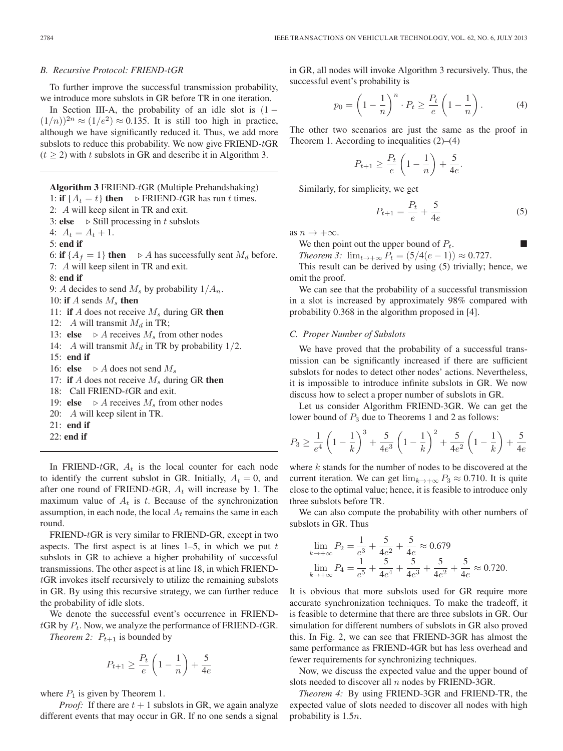### B. Recursive Protocol: FRIEND-$t$GR

To further improve the successful transmission probability, we introduce more subslots in GR before TR in one iteration.

In Section III-A, the probability of an idle slot is $(1-(1/n))^{2n} \approx (1/e^2) \approx 0.135$. It is still too high in practice, although we have significantly reduced it. Thus, we add more subslots to reduce this probability. We now give FRIEND-$t$GR ($t \geq 2$) with $t$ subslots in GR and describe it in Algorithm 3.

---

**Algorithm 3** FRIEND-$t$GR (Multiple Prehandshaking)

```
1: if {A_t = t} then    ▷ FRIEND-tGR has run t times.
2:   A will keep silent in TR and exit.
3: else    ▷ Still processing in t subslots
4:   A_t = A_t + 1.
5: end if
6: if {A_f = 1} then    ▷ A has successfully sent M_d before.
7:   A will keep silent in TR and exit.
8: end if
9: A decides to send M_s by probability 1/A_n.
10: if A sends M_s then
11:   if A does not receive M_s during GR then
12:     A will transmit M_d in TR;
13:   else    ▷ A receives M_s from other nodes
14:     A will transmit M_d in TR by probability 1/2.
15:   end if
16: else    ▷ A does not send M_s
17:   if A does not receive M_s during GR then
18:     Call FRIEND-tGR and exit.
19:   else    ▷ A receives M_s from other nodes
20:     A will keep silent in TR.
21:   end if
22: end if
```

---

In FRIEND-$t$GR, $A_t$ is the local counter for each node to identify the current subslot in GR. Initially, $A_t = 0$, and after one round of FRIEND-$t$GR, $A_t$ will increase by 1. The maximum value of $A_t$ is $t$. Because of the synchronization assumption, in each node, the local $A_t$ remains the same in each round.

FRIEND-$t$GR is very similar to FRIEND-GR, except in two aspects. The first aspect is at lines 1–5, in which we put $t$ subslots in GR to achieve a higher probability of successful transmissions. The other aspect is at line 18, in which FRIEND-$t$GR invokes itself recursively to utilize the remaining subslots in GR. By using this recursive strategy, we can further reduce the probability of idle slots.

We denote the successful event's occurrence in FRIEND-$t$GR by $P_t$. Now, we analyze the performance of FRIEND-$t$GR.

*Theorem 2:* $P_{t+1}$ is bounded by

$$P_{t+1} \geq \frac{P_t}{e}\left(1-\frac{1}{n}\right) + \frac{5}{4e}$$

where $P_1$ is given by Theorem 1.

*Proof:* If there are $t+1$ subslots in GR, we again analyze different events that may occur in GR. If no one sends a signal in GR, all nodes will invoke Algorithm 3 recursively. Thus, the successful event's probability is

$$p_0 = \left(1-\frac{1}{n}\right)^n \cdot P_t \geq \frac{P_t}{e}\left(1-\frac{1}{n}\right). \quad (4)$$

The other two scenarios are just the same as the proof in Theorem 1. According to inequalities (2)–(4)

$$P_{t+1} \geq \frac{P_t}{e}\left(1-\frac{1}{n}\right) + \frac{5}{4e}.$$

Similarly, for simplicity, we get

$$P_{t+1} = \frac{P_t}{e} + \frac{5}{4e} \quad (5)$$

as $n \to +\infty$.

We then point out the upper bound of $P_t$. ■

*Theorem 3:* $\lim_{t\to+\infty} P_t = (5/4(e-1)) \approx 0.727$.

This result can be derived by using (5) trivially; hence, we omit the proof.

We can see that the probability of a successful transmission in a slot is increased by approximately 98% compared with probability 0.368 in the algorithm proposed in [4].

### C. Proper Number of Subslots

We have proved that the probability of a successful transmission can be significantly increased if there are sufficient subslots for nodes to detect other nodes' actions. Nevertheless, it is impossible to introduce infinite subslots in GR. We now discuss how to select a proper number of subslots in GR.

Let us consider Algorithm FRIEND-3GR. We can get the lower bound of $P_3$ due to Theorems 1 and 2 as follows:

$$P_3 \geq \frac{1}{e^4}\left(1-\frac{1}{k}\right)^3 + \frac{5}{4e^3}\left(1-\frac{1}{k}\right)^2 + \frac{5}{4e^2}\left(1-\frac{1}{k}\right) + \frac{5}{4e}$$

where $k$ stands for the number of nodes to be discovered at the current iteration. We can get $\lim_{k\to+\infty} P_3 \approx 0.710$. It is quite close to the optimal value; hence, it is feasible to introduce only three subslots before TR.

We can also compute the probability with other numbers of subslots in GR. Thus

$$\lim_{k\to+\infty} P_2 = \frac{1}{e^3} + \frac{5}{4e^2} + \frac{5}{4e} \approx 0.679$$
$$\lim_{k\to+\infty} P_4 = \frac{1}{e^5} + \frac{5}{4e^4} + \frac{5}{4e^3} + \frac{5}{4e^2} + \frac{5}{4e} \approx 0.720.$$

It is obvious that more subslots used for GR require more accurate synchronization techniques. To make the tradeoff, it is feasible to determine that there are three subslots in GR. Our simulation for different numbers of subslots in GR also proved this. In Fig. 2, we can see that FRIEND-3GR has almost the same performance as FRIEND-4GR but has less overhead and fewer requirements for synchronizing techniques.

Now, we discuss the expected value and the upper bound of slots needed to discover all $n$ nodes by FRIEND-3GR.

*Theorem 4:* By using FRIEND-3GR and FRIEND-TR, the expected value of slots needed to discover all nodes with high probability is $1.5n$.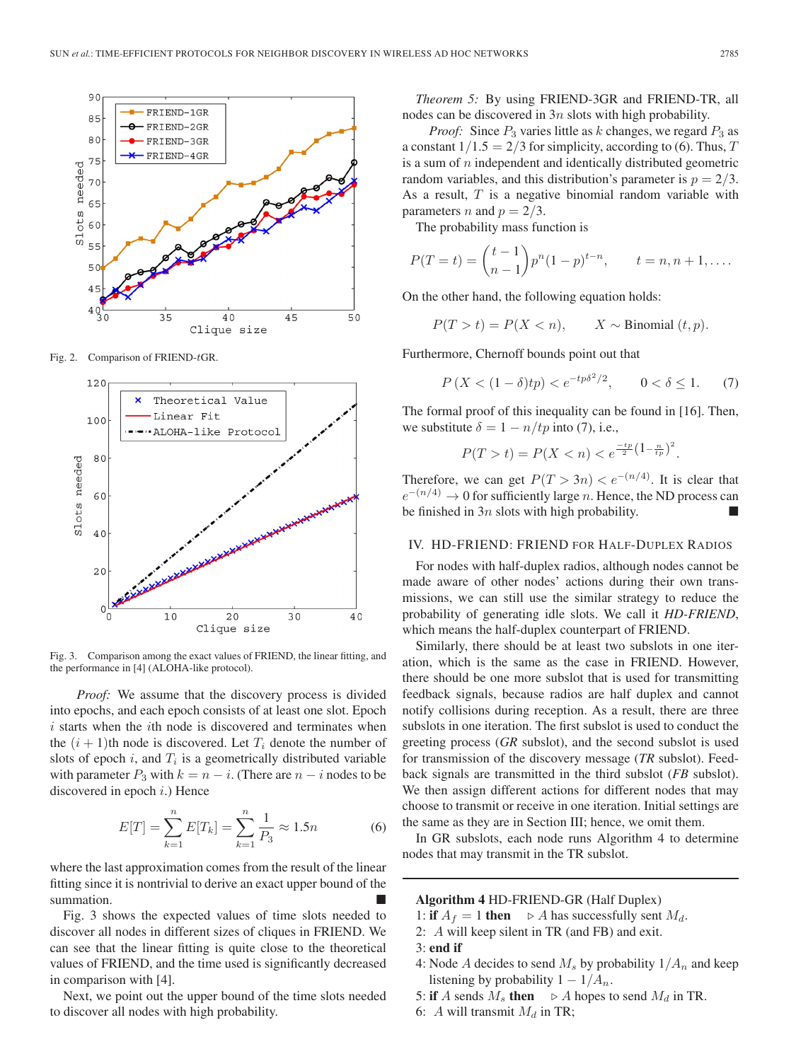Fig. 2. Comparison of FRIEND-$t$GR.

Fig. 3. Comparison among the exact values of FRIEND, the linear fitting, and the performance in [4] (ALOHA-like protocol).

*Proof:* We assume that the discovery process is divided into epochs, and each epoch consists of at least one slot. Epoch $i$ starts when the $i$th node is discovered and terminates when the $(i+1)$th node is discovered. Let $T_i$ denote the number of slots of epoch $i$, and $T_i$ is a geometrically distributed variable with parameter $P_3$ with $k = n - i$. (There are $n - i$ nodes to be discovered in epoch $i$.) Hence

$$E[T] = \sum_{k=1}^{n} E[T_k] = \sum_{k=1}^{n} \frac{1}{P_3} \approx 1.5n \tag{6}$$

where the last approximation comes from the result of the linear fitting since it is nontrivial to derive an exact upper bound of the summation. ■

Fig. 3 shows the expected values of time slots needed to discover all nodes in different sizes of cliques in FRIEND. We can see that the linear fitting is quite close to the theoretical values of FRIEND, and the time used is significantly decreased in comparison with [4].

Next, we point out the upper bound of the time slots needed to discover all nodes with high probability.

*Theorem 5:* By using FRIEND-3GR and FRIEND-TR, all nodes can be discovered in $3n$ slots with high probability.

*Proof:* Since $P_3$ varies little as $k$ changes, we regard $P_3$ as a constant $1/1.5 = 2/3$ for simplicity, according to (6). Thus, $T$ is a sum of $n$ independent and identically distributed geometric random variables, and this distribution's parameter is $p = 2/3$. As a result, $T$ is a negative binomial random variable with parameters $n$ and $p = 2/3$.

The probability mass function is

$$P(T = t) = \binom{t-1}{n-1} p^n (1-p)^{t-n}, \qquad t = n, n+1, \ldots.$$

On the other hand, the following equation holds:

$$P(T > t) = P(X < n), \qquad X \sim \text{Binomial}\,(t, p).$$

Furthermore, Chernoff bounds point out that

$$P\left(X < (1-\delta)tp\right) < e^{-tp\delta^2/2}, \qquad 0 < \delta \leq 1. \tag{7}$$

The formal proof of this inequality can be found in [16]. Then, we substitute $\delta = 1 - n/tp$ into (7), i.e.,

$$P(T > t) = P(X < n) < e^{\frac{-tp}{2}\left(1 - \frac{n}{tp}\right)^2}.$$

Therefore, we can get $P(T > 3n) < e^{-(n/4)}$. It is clear that $e^{-(n/4)} \to 0$ for sufficiently large $n$. Hence, the ND process can be finished in $3n$ slots with high probability. ■

## IV. HD-FRIEND: FRIEND for Half-Duplex Radios

For nodes with half-duplex radios, although nodes cannot be made aware of other nodes' actions during their own transmissions, we can still use the similar strategy to reduce the probability of generating idle slots. We call it *HD-FRIEND*, which means the half-duplex counterpart of FRIEND.

Similarly, there should be at least two subslots in one iteration, which is the same as the case in FRIEND. However, there should be one more subslot that is used for transmitting feedback signals, because radios are half duplex and cannot notify collisions during reception. As a result, there are three subslots in one iteration. The first subslot is used to conduct the greeting process (*GR* subslot), and the second subslot is used for transmission of the discovery message (*TR* subslot). Feedback signals are transmitted in the third subslot (*FB* subslot). We then assign different actions for different nodes that may choose to transmit or receive in one iteration. Initial settings are the same as they are in Section III; hence, we omit them.

In GR subslots, each node runs Algorithm 4 to determine nodes that may transmit in the TR subslot.

---

**Algorithm 4** HD-FRIEND-GR (Half Duplex)

1: **if** $A_f = 1$ **then** ▷ $A$ has successfully sent $M_d$.
2: $A$ will keep silent in TR (and FB) and exit.
3: **end if**
4: Node $A$ decides to send $M_s$ by probability $1/A_n$ and keep listening by probability $1 - 1/A_n$.
5: **if** $A$ sends $M_s$ **then** ▷ $A$ hopes to send $M_d$ in TR.
6: $A$ will transmit $M_d$ in TR;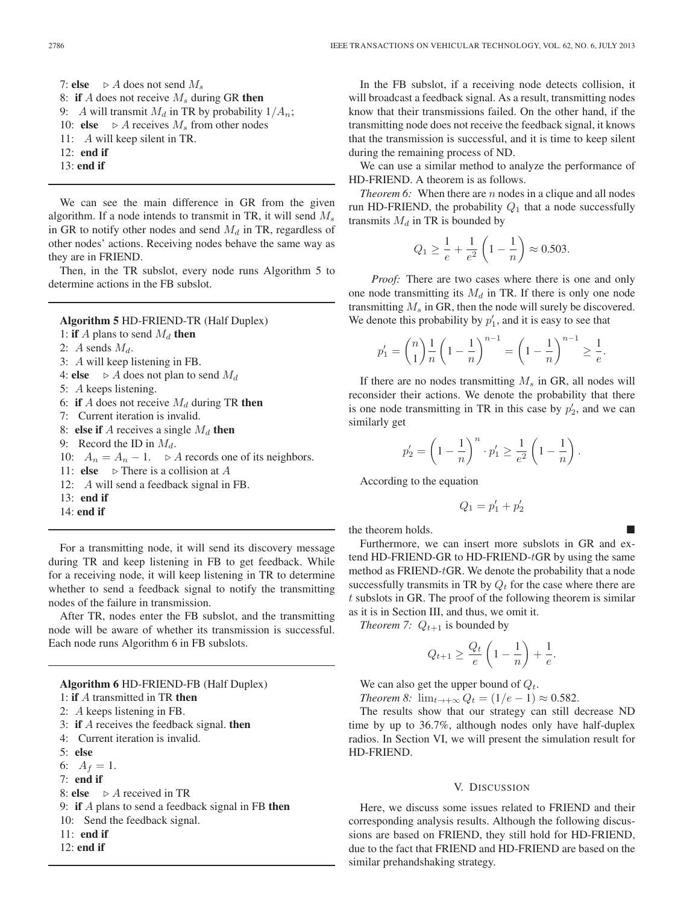```
7: else    ▷ A does not send M_s
8: if A does not receive M_s during GR then
9:   A will transmit M_d in TR by probability 1/A_n;
10:  else    ▷ A receives M_s from other nodes
11:   A will keep silent in TR.
12:  end if
13: end if
```

We can see the main difference in GR from the given algorithm. If a node intends to transmit in TR, it will send $M_s$ in GR to notify other nodes and send $M_d$ in TR, regardless of other nodes' actions. Receiving nodes behave the same way as they are in FRIEND.

Then, in the TR subslot, every node runs Algorithm 5 to determine actions in the FB subslot.

**Algorithm 5** HD-FRIEND-TR (Half Duplex)

```
1: if A plans to send M_d then
2:  A sends M_d.
3:  A will keep listening in FB.
4: else    ▷ A does not plan to send M_d
5:  A keeps listening.
6:  if A does not receive M_d during TR then
7:   Current iteration is invalid.
8:  else if A receives a single M_d then
9:   Record the ID in M_d.
10:   A_n = A_n − 1.    ▷ A records one of its neighbors.
11:  else    ▷ There is a collision at A
12:   A will send a feedback signal in FB.
13:  end if
14: end if
```

For a transmitting node, it will send its discovery message during TR and keep listening in FB to get feedback. While for a receiving node, it will keep listening in TR to determine whether to send a feedback signal to notify the transmitting nodes of the failure in transmission.

After TR, nodes enter the FB subslot, and the transmitting node will be aware of whether its transmission is successful. Each node runs Algorithm 6 in FB subslots.

**Algorithm 6** HD-FRIEND-FB (Half Duplex)

```
1: if A transmitted in TR then
2:  A keeps listening in FB.
3:  if A receives the feedback signal. then
4:   Current iteration is invalid.
5:  else
6:   A_f = 1.
7:  end if
8: else    ▷ A received in TR
9:  if A plans to send a feedback signal in FB then
10:   Send the feedback signal.
11:  end if
12: end if
```

In the FB subslot, if a receiving node detects collision, it will broadcast a feedback signal. As a result, transmitting nodes know that their transmissions failed. On the other hand, if the transmitting node does not receive the feedback signal, it knows that the transmission is successful, and it is time to keep silent during the remaining process of ND.

We can use a similar method to analyze the performance of HD-FRIEND. A theorem is as follows.

*Theorem 6:* When there are $n$ nodes in a clique and all nodes run HD-FRIEND, the probability $Q_1$ that a node successfully transmits $M_d$ in TR is bounded by

$$Q_1 \geq \frac{1}{e} + \frac{1}{e^2}\left(1 - \frac{1}{n}\right) \approx 0.503.$$

*Proof:* There are two cases where there is one and only one node transmitting its $M_d$ in TR. If there is only one node transmitting $M_s$ in GR, then the node will surely be discovered. We denote this probability by $p'_1$, and it is easy to see that

$$p'_1 = \binom{n}{1}\frac{1}{n}\left(1 - \frac{1}{n}\right)^{n-1} = \left(1 - \frac{1}{n}\right)^{n-1} \geq \frac{1}{e}.$$

If there are no nodes transmitting $M_s$ in GR, all nodes will reconsider their actions. We denote the probability that there is one node transmitting in TR in this case by $p'_2$, and we can similarly get

$$p'_2 = \left(1 - \frac{1}{n}\right)^n \cdot p'_1 \geq \frac{1}{e^2}\left(1 - \frac{1}{n}\right).$$

According to the equation

$$Q_1 = p'_1 + p'_2$$

the theorem holds. ■

Furthermore, we can insert more subslots in GR and extend HD-FRIEND-GR to HD-FRIEND-$t$GR by using the same method as FRIEND-$t$GR. We denote the probability that a node successfully transmits in TR by $Q_t$ for the case where there are $t$ subslots in GR. The proof of the following theorem is similar as it is in Section III, and thus, we omit it.

*Theorem 7:* $Q_{t+1}$ is bounded by

$$Q_{t+1} \geq \frac{Q_t}{e}\left(1 - \frac{1}{n}\right) + \frac{1}{e}.$$

We can also get the upper bound of $Q_t$.

*Theorem 8:* $\lim_{t\to+\infty} Q_t = (1/e - 1) \approx 0.582.$

The results show that our strategy can still decrease ND time by up to 36.7%, although nodes only have half-duplex radios. In Section VI, we will present the simulation result for HD-FRIEND.

## V. Discussion

Here, we discuss some issues related to FRIEND and their corresponding analysis results. Although the following discussions are based on FRIEND, they still hold for HD-FRIEND, due to the fact that FRIEND and HD-FRIEND are based on the similar prehandshaking strategy.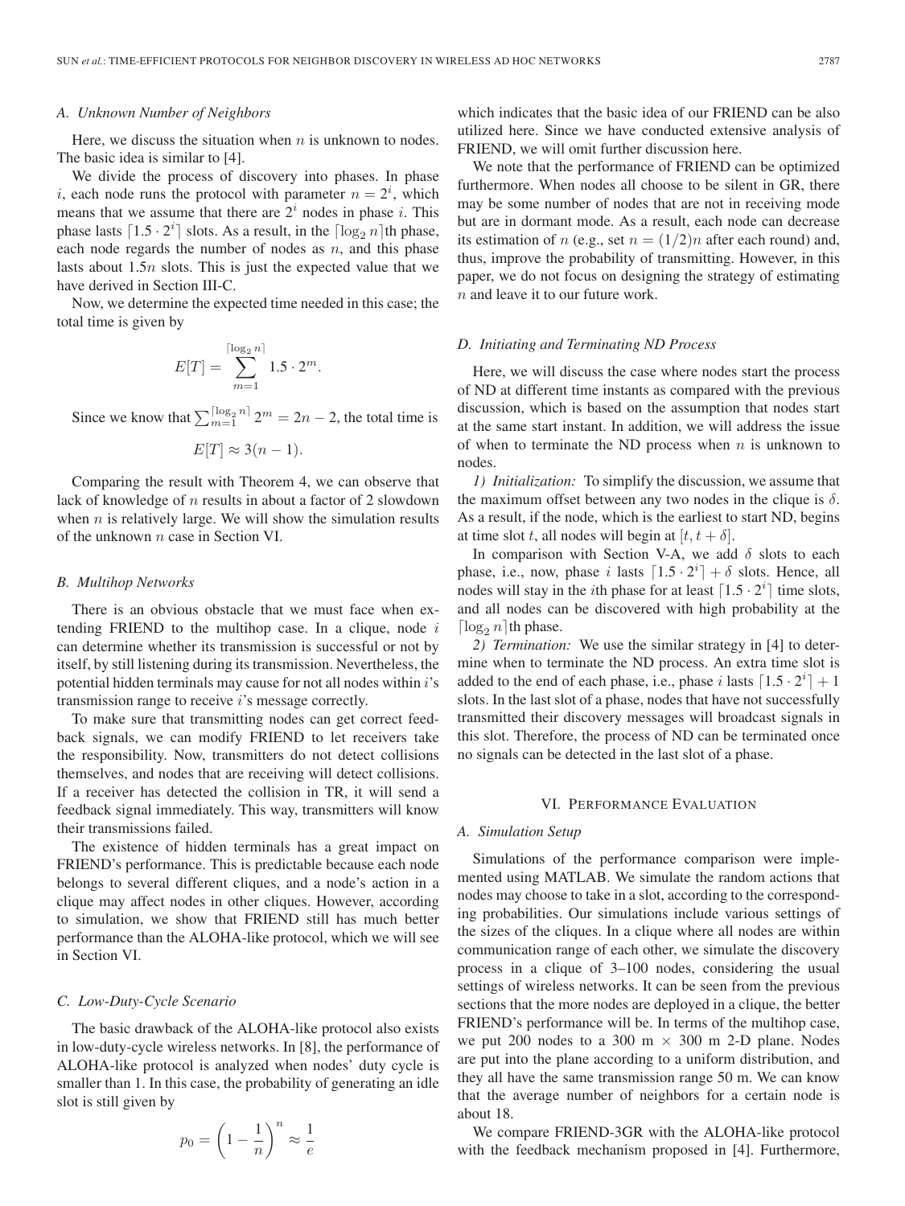### A. Unknown Number of Neighbors

Here, we discuss the situation when $n$ is unknown to nodes. The basic idea is similar to [4].

We divide the process of discovery into phases. In phase $i$, each node runs the protocol with parameter $n = 2^i$, which means that we assume that there are $2^i$ nodes in phase $i$. This phase lasts $\lceil 1.5 \cdot 2^i \rceil$ slots. As a result, in the $\lceil \log_2 n \rceil$th phase, each node regards the number of nodes as $n$, and this phase lasts about $1.5n$ slots. This is just the expected value that we have derived in Section III-C.

Now, we determine the expected time needed in this case; the total time is given by

$$E[T] = \sum_{m=1}^{\lceil \log_2 n \rceil} 1.5 \cdot 2^m.$$

Since we know that $\sum_{m=1}^{\lceil \log_2 n \rceil} 2^m = 2n - 2$, the total time is

$$E[T] \approx 3(n-1).$$

Comparing the result with Theorem 4, we can observe that lack of knowledge of $n$ results in about a factor of 2 slowdown when $n$ is relatively large. We will show the simulation results of the unknown $n$ case in Section VI.

### B. Multihop Networks

There is an obvious obstacle that we must face when extending FRIEND to the multihop case. In a clique, node $i$ can determine whether its transmission is successful or not by itself, by still listening during its transmission. Nevertheless, the potential hidden terminals may cause for not all nodes within $i$'s transmission range to receive $i$'s message correctly.

To make sure that transmitting nodes can get correct feedback signals, we can modify FRIEND to let receivers take the responsibility. Now, transmitters do not detect collisions themselves, and nodes that are receiving will detect collisions. If a receiver has detected the collision in TR, it will send a feedback signal immediately. This way, transmitters will know their transmissions failed.

The existence of hidden terminals has a great impact on FRIEND's performance. This is predictable because each node belongs to several different cliques, and a node's action in a clique may affect nodes in other cliques. However, according to simulation, we show that FRIEND still has much better performance than the ALOHA-like protocol, which we will see in Section VI.

### C. Low-Duty-Cycle Scenario

The basic drawback of the ALOHA-like protocol also exists in low-duty-cycle wireless networks. In [8], the performance of ALOHA-like protocol is analyzed when nodes' duty cycle is smaller than 1. In this case, the probability of generating an idle slot is still given by

$$p_0 = \left(1 - \frac{1}{n}\right)^n \approx \frac{1}{e}$$

which indicates that the basic idea of our FRIEND can be also utilized here. Since we have conducted extensive analysis of FRIEND, we will omit further discussion here.

We note that the performance of FRIEND can be optimized furthermore. When nodes all choose to be silent in GR, there may be some number of nodes that are not in receiving mode but are in dormant mode. As a result, each node can decrease its estimation of $n$ (e.g., set $n = (1/2)n$ after each round) and, thus, improve the probability of transmitting. However, in this paper, we do not focus on designing the strategy of estimating $n$ and leave it to our future work.

### D. Initiating and Terminating ND Process

Here, we will discuss the case where nodes start the process of ND at different time instants as compared with the previous discussion, which is based on the assumption that nodes start at the same start instant. In addition, we will address the issue of when to terminate the ND process when $n$ is unknown to nodes.

*1) Initialization:* To simplify the discussion, we assume that the maximum offset between any two nodes in the clique is $\delta$. As a result, if the node, which is the earliest to start ND, begins at time slot $t$, all nodes will begin at $[t, t + \delta]$.

In comparison with Section V-A, we add $\delta$ slots to each phase, i.e., now, phase $i$ lasts $\lceil 1.5 \cdot 2^i \rceil + \delta$ slots. Hence, all nodes will stay in the $i$th phase for at least $\lceil 1.5 \cdot 2^i \rceil$ time slots, and all nodes can be discovered with high probability at the $\lceil \log_2 n \rceil$th phase.

*2) Termination:* We use the similar strategy in [4] to determine when to terminate the ND process. An extra time slot is added to the end of each phase, i.e., phase $i$ lasts $\lceil 1.5 \cdot 2^i \rceil + 1$ slots. In the last slot of a phase, nodes that have not successfully transmitted their discovery messages will broadcast signals in this slot. Therefore, the process of ND can be terminated once no signals can be detected in the last slot of a phase.

## VI. Performance Evaluation

### A. Simulation Setup

Simulations of the performance comparison were implemented using MATLAB. We simulate the random actions that nodes may choose to take in a slot, according to the corresponding probabilities. Our simulations include various settings of the sizes of the cliques. In a clique where all nodes are within communication range of each other, we simulate the discovery process in a clique of 3–100 nodes, considering the usual settings of wireless networks. It can be seen from the previous sections that the more nodes are deployed in a clique, the better FRIEND's performance will be. In terms of the multihop case, we put 200 nodes to a 300 m $\times$ 300 m 2-D plane. Nodes are put into the plane according to a uniform distribution, and they all have the same transmission range 50 m. We can know that the average number of neighbors for a certain node is about 18.

We compare FRIEND-3GR with the ALOHA-like protocol with the feedback mechanism proposed in [4]. Furthermore,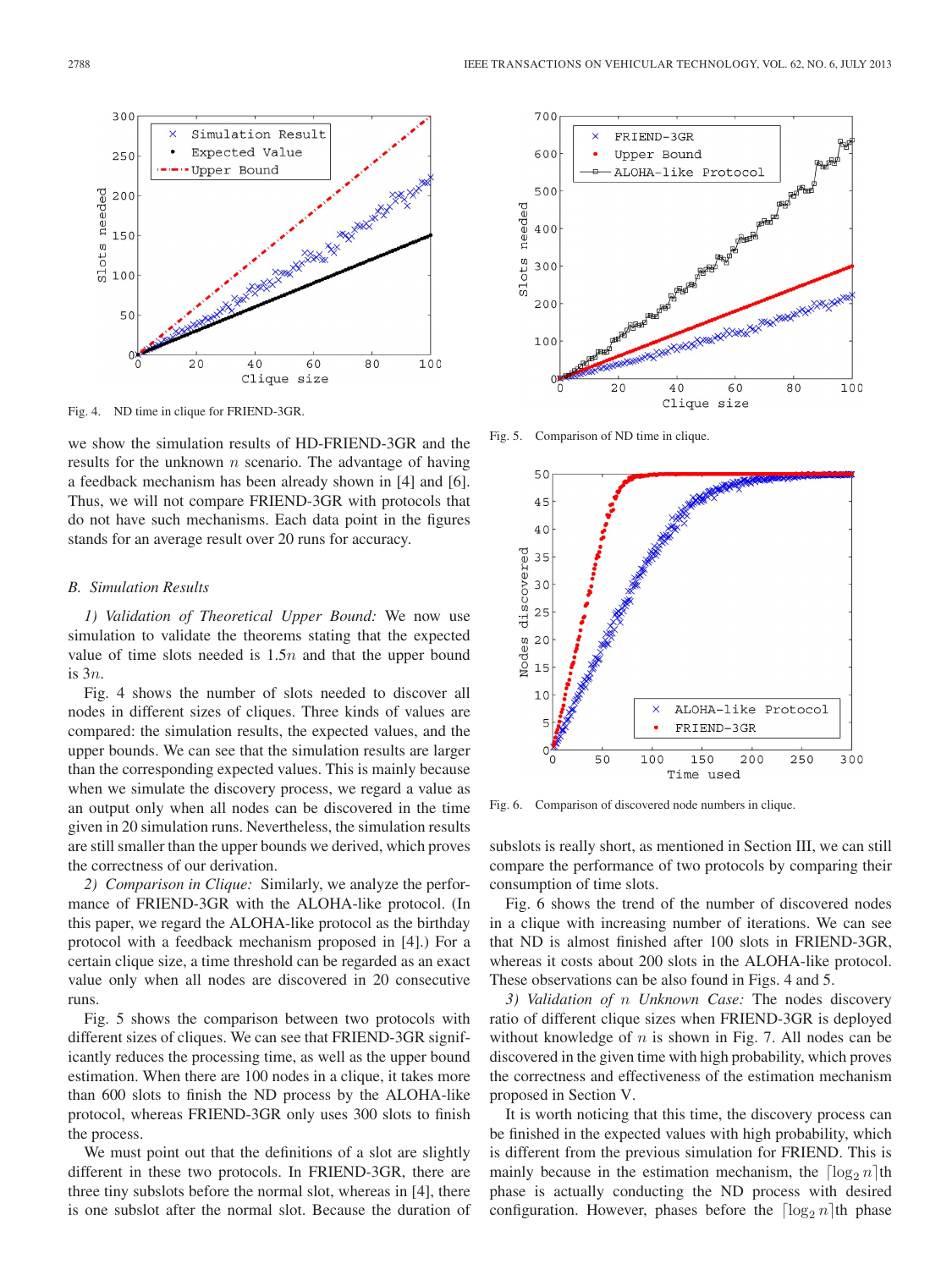Fig. 4. ND time in clique for FRIEND-3GR.

Fig. 5. Comparison of ND time in clique.

Fig. 6. Comparison of discovered node numbers in clique.

we show the simulation results of HD-FRIEND-3GR and the results for the unknown $n$ scenario. The advantage of having a feedback mechanism has been already shown in [4] and [6]. Thus, we will not compare FRIEND-3GR with protocols that do not have such mechanisms. Each data point in the figures stands for an average result over 20 runs for accuracy.

### *B. Simulation Results*

*1) Validation of Theoretical Upper Bound:* We now use simulation to validate the theorems stating that the expected value of time slots needed is $1.5n$ and that the upper bound is $3n$.

Fig. 4 shows the number of slots needed to discover all nodes in different sizes of cliques. Three kinds of values are compared: the simulation results, the expected values, and the upper bounds. We can see that the simulation results are larger than the corresponding expected values. This is mainly because when we simulate the discovery process, we regard a value as an output only when all nodes can be discovered in the time given in 20 simulation runs. Nevertheless, the simulation results are still smaller than the upper bounds we derived, which proves the correctness of our derivation.

*2) Comparison in Clique:* Similarly, we analyze the performance of FRIEND-3GR with the ALOHA-like protocol. (In this paper, we regard the ALOHA-like protocol as the birthday protocol with a feedback mechanism proposed in [4].) For a certain clique size, a time threshold can be regarded as an exact value only when all nodes are discovered in 20 consecutive runs.

Fig. 5 shows the comparison between two protocols with different sizes of cliques. We can see that FRIEND-3GR significantly reduces the processing time, as well as the upper bound estimation. When there are 100 nodes in a clique, it takes more than 600 slots to finish the ND process by the ALOHA-like protocol, whereas FRIEND-3GR only uses 300 slots to finish the process.

We must point out that the definitions of a slot are slightly different in these two protocols. In FRIEND-3GR, there are three tiny subslots before the normal slot, whereas in [4], there is one subslot after the normal slot. Because the duration of subslots is really short, as mentioned in Section III, we can still compare the performance of two protocols by comparing their consumption of time slots.

Fig. 6 shows the trend of the number of discovered nodes in a clique with increasing number of iterations. We can see that ND is almost finished after 100 slots in FRIEND-3GR, whereas it costs about 200 slots in the ALOHA-like protocol. These observations can be also found in Figs. 4 and 5.

*3) Validation of $n$ Unknown Case:* The nodes discovery ratio of different clique sizes when FRIEND-3GR is deployed without knowledge of $n$ is shown in Fig. 7. All nodes can be discovered in the given time with high probability, which proves the correctness and effectiveness of the estimation mechanism proposed in Section V.

It is worth noticing that this time, the discovery process can be finished in the expected values with high probability, which is different from the previous simulation for FRIEND. This is mainly because in the estimation mechanism, the $\lceil \log_2 n \rceil$th phase is actually conducting the ND process with desired configuration. However, phases before the $\lceil \log_2 n \rceil$th phase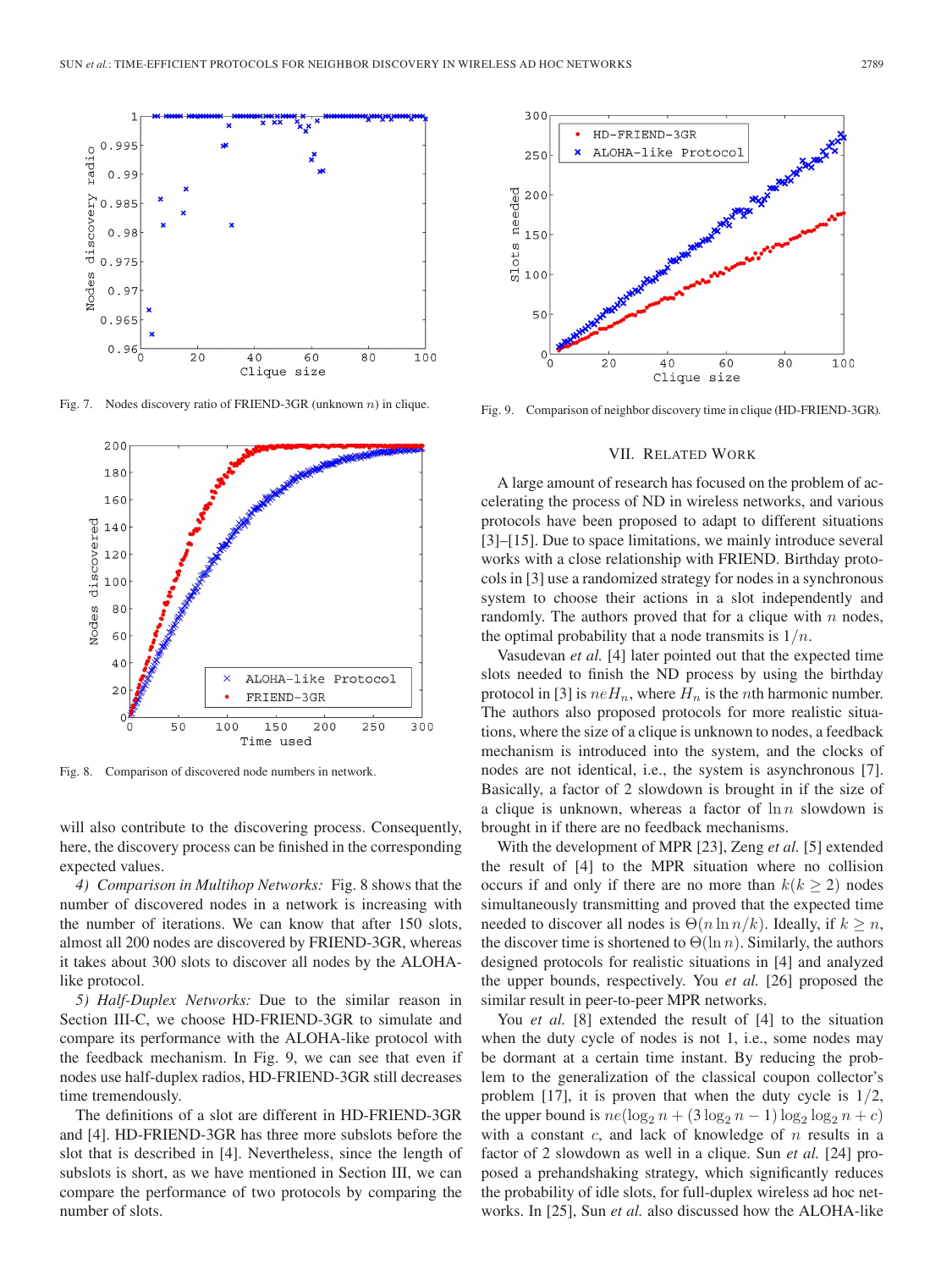Fig. 7. Nodes discovery ratio of FRIEND-3GR (unknown $n$) in clique.

Fig. 8. Comparison of discovered node numbers in network.

will also contribute to the discovering process. Consequently, here, the discovery process can be finished in the corresponding expected values.

*4) Comparison in Multihop Networks:* Fig. 8 shows that the number of discovered nodes in a network is increasing with the number of iterations. We can know that after 150 slots, almost all 200 nodes are discovered by FRIEND-3GR, whereas it takes about 300 slots to discover all nodes by the ALOHA-like protocol.

*5) Half-Duplex Networks:* Due to the similar reason in Section III-C, we choose HD-FRIEND-3GR to simulate and compare its performance with the ALOHA-like protocol with the feedback mechanism. In Fig. 9, we can see that even if nodes use half-duplex radios, HD-FRIEND-3GR still decreases time tremendously.

The definitions of a slot are different in HD-FRIEND-3GR and [4]. HD-FRIEND-3GR has three more subslots before the slot that is described in [4]. Nevertheless, since the length of subslots is short, as we have mentioned in Section III, we can compare the performance of two protocols by comparing the number of slots.

Fig. 9. Comparison of neighbor discovery time in clique (HD-FRIEND-3GR).

## VII. Related Work

A large amount of research has focused on the problem of accelerating the process of ND in wireless networks, and various protocols have been proposed to adapt to different situations [3]–[15]. Due to space limitations, we mainly introduce several works with a close relationship with FRIEND. Birthday protocols in [3] use a randomized strategy for nodes in a synchronous system to choose their actions in a slot independently and randomly. The authors proved that for a clique with $n$ nodes, the optimal probability that a node transmits is $1/n$.

Vasudevan *et al.* [4] later pointed out that the expected time slots needed to finish the ND process by using the birthday protocol in [3] is $neH_n$, where $H_n$ is the $n$th harmonic number. The authors also proposed protocols for more realistic situations, where the size of a clique is unknown to nodes, a feedback mechanism is introduced into the system, and the clocks of nodes are not identical, i.e., the system is asynchronous [7]. Basically, a factor of 2 slowdown is brought in if the size of a clique is unknown, whereas a factor of $\ln n$ slowdown is brought in if there are no feedback mechanisms.

With the development of MPR [23], Zeng *et al.* [5] extended the result of [4] to the MPR situation where no collision occurs if and only if there are no more than $k (k \geq 2)$ nodes simultaneously transmitting and proved that the expected time needed to discover all nodes is $\Theta(n \ln n/k)$. Ideally, if $k \geq n$, the discover time is shortened to $\Theta(\ln n)$. Similarly, the authors designed protocols for realistic situations in [4] and analyzed the upper bounds, respectively. You *et al.* [26] proposed the similar result in peer-to-peer MPR networks.

You *et al.* [8] extended the result of [4] to the situation when the duty cycle of nodes is not 1, i.e., some nodes may be dormant at a certain time instant. By reducing the problem to the generalization of the classical coupon collector's problem [17], it is proven that when the duty cycle is $1/2$, the upper bound is $ne(\log_2 n + (3 \log_2 n - 1) \log_2 \log_2 n + c)$ with a constant $c$, and lack of knowledge of $n$ results in a factor of 2 slowdown as well in a clique. Sun *et al.* [24] proposed a prehandshaking strategy, which significantly reduces the probability of idle slots, for full-duplex wireless ad hoc networks. In [25], Sun *et al.* also discussed how the ALOHA-like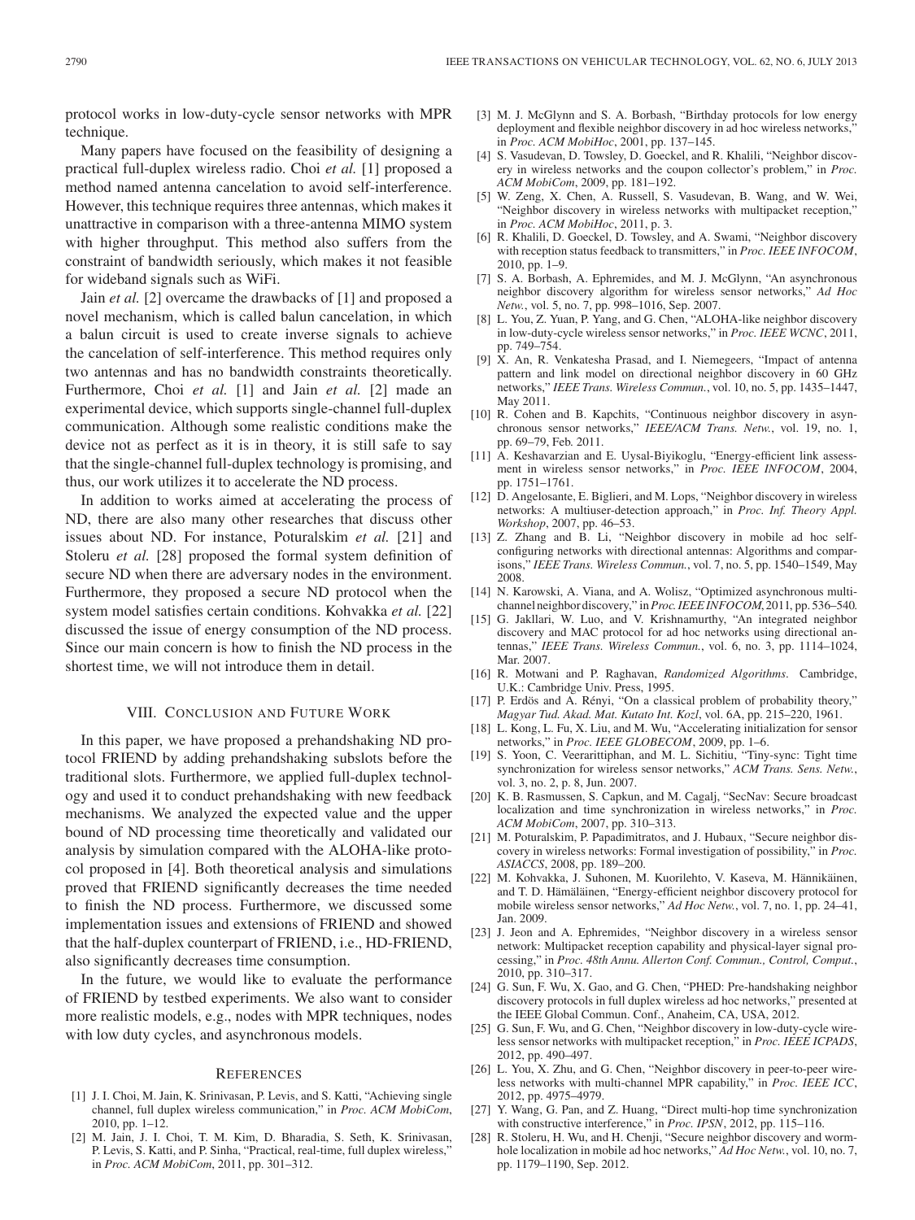protocol works in low-duty-cycle sensor networks with MPR technique.

Many papers have focused on the feasibility of designing a practical full-duplex wireless radio. Choi *et al.* [1] proposed a method named antenna cancelation to avoid self-interference. However, this technique requires three antennas, which makes it unattractive in comparison with a three-antenna MIMO system with higher throughput. This method also suffers from the constraint of bandwidth seriously, which makes it not feasible for wideband signals such as WiFi.

Jain *et al.* [2] overcame the drawbacks of [1] and proposed a novel mechanism, which is called balun cancelation, in which a balun circuit is used to create inverse signals to achieve the cancelation of self-interference. This method requires only two antennas and has no bandwidth constraints theoretically. Furthermore, Choi *et al.* [1] and Jain *et al.* [2] made an experimental device, which supports single-channel full-duplex communication. Although some realistic conditions make the device not as perfect as it is in theory, it is still safe to say that the single-channel full-duplex technology is promising, and thus, our work utilizes it to accelerate the ND process.

In addition to works aimed at accelerating the process of ND, there are also many other researches that discuss other issues about ND. For instance, Poturalskim *et al.* [21] and Stoleru *et al.* [28] proposed the formal system definition of secure ND when there are adversary nodes in the environment. Furthermore, they proposed a secure ND protocol when the system model satisfies certain conditions. Kohvakka *et al.* [22] discussed the issue of energy consumption of the ND process. Since our main concern is how to finish the ND process in the shortest time, we will not introduce them in detail.

## VIII. Conclusion and Future Work

In this paper, we have proposed a prehandshaking ND protocol FRIEND by adding prehandshaking subslots before the traditional slots. Furthermore, we applied full-duplex technology and used it to conduct prehandshaking with new feedback mechanisms. We analyzed the expected value and the upper bound of ND processing time theoretically and validated our analysis by simulation compared with the ALOHA-like protocol proposed in [4]. Both theoretical analysis and simulations proved that FRIEND significantly decreases the time needed to finish the ND process. Furthermore, we discussed some implementation issues and extensions of FRIEND and showed that the half-duplex counterpart of FRIEND, i.e., HD-FRIEND, also significantly decreases time consumption.

In the future, we would like to evaluate the performance of FRIEND by testbed experiments. We also want to consider more realistic models, e.g., nodes with MPR techniques, nodes with low duty cycles, and asynchronous models.

## References

[1] J. I. Choi, M. Jain, K. Srinivasan, P. Levis, and S. Katti, "Achieving single channel, full duplex wireless communication," in *Proc. ACM MobiCom*, 2010, pp. 1–12.

[2] M. Jain, J. I. Choi, T. M. Kim, D. Bharadia, S. Seth, K. Srinivasan, P. Levis, S. Katti, and P. Sinha, "Practical, real-time, full duplex wireless," in *Proc. ACM MobiCom*, 2011, pp. 301–312.

[3] M. J. McGlynn and S. A. Borbash, "Birthday protocols for low energy deployment and flexible neighbor discovery in ad hoc wireless networks," in *Proc. ACM MobiHoc*, 2001, pp. 137–145.

[4] S. Vasudevan, D. Towsley, D. Goeckel, and R. Khalili, "Neighbor discovery in wireless networks and the coupon collector's problem," in *Proc. ACM MobiCom*, 2009, pp. 181–192.

[5] W. Zeng, X. Chen, A. Russell, S. Vasudevan, B. Wang, and W. Wei, "Neighbor discovery in wireless networks with multipacket reception," in *Proc. ACM MobiHoc*, 2011, p. 3.

[6] R. Khalili, D. Goeckel, D. Towsley, and A. Swami, "Neighbor discovery with reception status feedback to transmitters," in *Proc. IEEE INFOCOM*, 2010, pp. 1–9.

[7] S. A. Borbash, A. Ephremides, and M. J. McGlynn, "An asynchronous neighbor discovery algorithm for wireless sensor networks," *Ad Hoc Netw.*, vol. 5, no. 7, pp. 998–1016, Sep. 2007.

[8] L. You, Z. Yuan, P. Yang, and G. Chen, "ALOHA-like neighbor discovery in low-duty-cycle wireless sensor networks," in *Proc. IEEE WCNC*, 2011, pp. 749–754.

[9] X. An, R. Venkatesha Prasad, and I. Niemegeers, "Impact of antenna pattern and link model on directional neighbor discovery in 60 GHz networks," *IEEE Trans. Wireless Commun.*, vol. 10, no. 5, pp. 1435–1447, May 2011.

[10] R. Cohen and B. Kapchits, "Continuous neighbor discovery in asynchronous sensor networks," *IEEE/ACM Trans. Netw.*, vol. 19, no. 1, pp. 69–79, Feb. 2011.

[11] A. Keshavarzian and E. Uysal-Biyikoglu, "Energy-efficient link assessment in wireless sensor networks," in *Proc. IEEE INFOCOM*, 2004, pp. 1751–1761.

[12] D. Angelosante, E. Biglieri, and M. Lops, "Neighbor discovery in wireless networks: A multiuser-detection approach," in *Proc. Inf. Theory Appl. Workshop*, 2007, pp. 46–53.

[13] Z. Zhang and B. Li, "Neighbor discovery in mobile ad hoc self-configuring networks with directional antennas: Algorithms and comparisons," *IEEE Trans. Wireless Commun.*, vol. 7, no. 5, pp. 1540–1549, May 2008.

[14] N. Karowski, A. Viana, and A. Wolisz, "Optimized asynchronous multi-channel neighbor discovery," in *Proc. IEEE INFOCOM*, 2011, pp. 536–540.

[15] G. Jakllari, W. Luo, and V. Krishnamurthy, "An integrated neighbor discovery and MAC protocol for ad hoc networks using directional antennas," *IEEE Trans. Wireless Commun.*, vol. 6, no. 3, pp. 1114–1024, Mar. 2007.

[16] R. Motwani and P. Raghavan, *Randomized Algorithms*. Cambridge, U.K.: Cambridge Univ. Press, 1995.

[17] P. Erdös and A. Rényi, "On a classical problem of probability theory," *Magyar Tud. Akad. Mat. Kutato Int. Kozl*, vol. 6A, pp. 215–220, 1961.

[18] L. Kong, L. Fu, X. Liu, and M. Wu, "Accelerating initialization for sensor networks," in *Proc. IEEE GLOBECOM*, 2009, pp. 1–6.

[19] S. Yoon, C. Veerarittiphan, and M. L. Sichitiu, "Tiny-sync: Tight time synchronization for wireless sensor networks," *ACM Trans. Sens. Netw.*, vol. 3, no. 2, p. 8, Jun. 2007.

[20] K. B. Rasmussen, S. Capkun, and M. Cagalj, "SecNav: Secure broadcast localization and time synchronization in wireless networks," in *Proc. ACM MobiCom*, 2007, pp. 310–313.

[21] M. Poturalskim, P. Papadimitratos, and J. Hubaux, "Secure neighbor discovery in wireless networks: Formal investigation of possibility," in *Proc. ASIACCS*, 2008, pp. 189–200.

[22] M. Kohvakka, J. Suhonen, M. Kuorilehto, V. Kaseva, M. Hännikäinen, and T. D. Hämäläinen, "Energy-efficient neighbor discovery protocol for mobile wireless sensor networks," *Ad Hoc Netw.*, vol. 7, no. 1, pp. 24–41, Jan. 2009.

[23] J. Jeon and A. Ephremides, "Neighbor discovery in a wireless sensor network: Multipacket reception capability and physical-layer signal processing," in *Proc. 48th Annu. Allerton Conf. Commun., Control, Comput.*, 2010, pp. 310–317.

[24] G. Sun, F. Wu, X. Gao, and G. Chen, "PHED: Pre-handshaking neighbor discovery protocols in full duplex wireless ad hoc networks," presented at the IEEE Global Commun. Conf., Anaheim, CA, USA, 2012.

[25] G. Sun, F. Wu, and G. Chen, "Neighbor discovery in low-duty-cycle wireless sensor networks with multipacket reception," in *Proc. IEEE ICPADS*, 2012, pp. 490–497.

[26] L. You, X. Zhu, and G. Chen, "Neighbor discovery in peer-to-peer wireless networks with multi-channel MPR capability," in *Proc. IEEE ICC*, 2012, pp. 4975–4979.

[27] Y. Wang, G. Pan, and Z. Huang, "Direct multi-hop time synchronization with constructive interference," in *Proc. IPSN*, 2012, pp. 115–116.

[28] R. Stoleru, H. Wu, and H. Chenji, "Secure neighbor discovery and wormhole localization in mobile ad hoc networks," *Ad Hoc Netw.*, vol. 10, no. 7, pp. 1179–1190, Sep. 2012.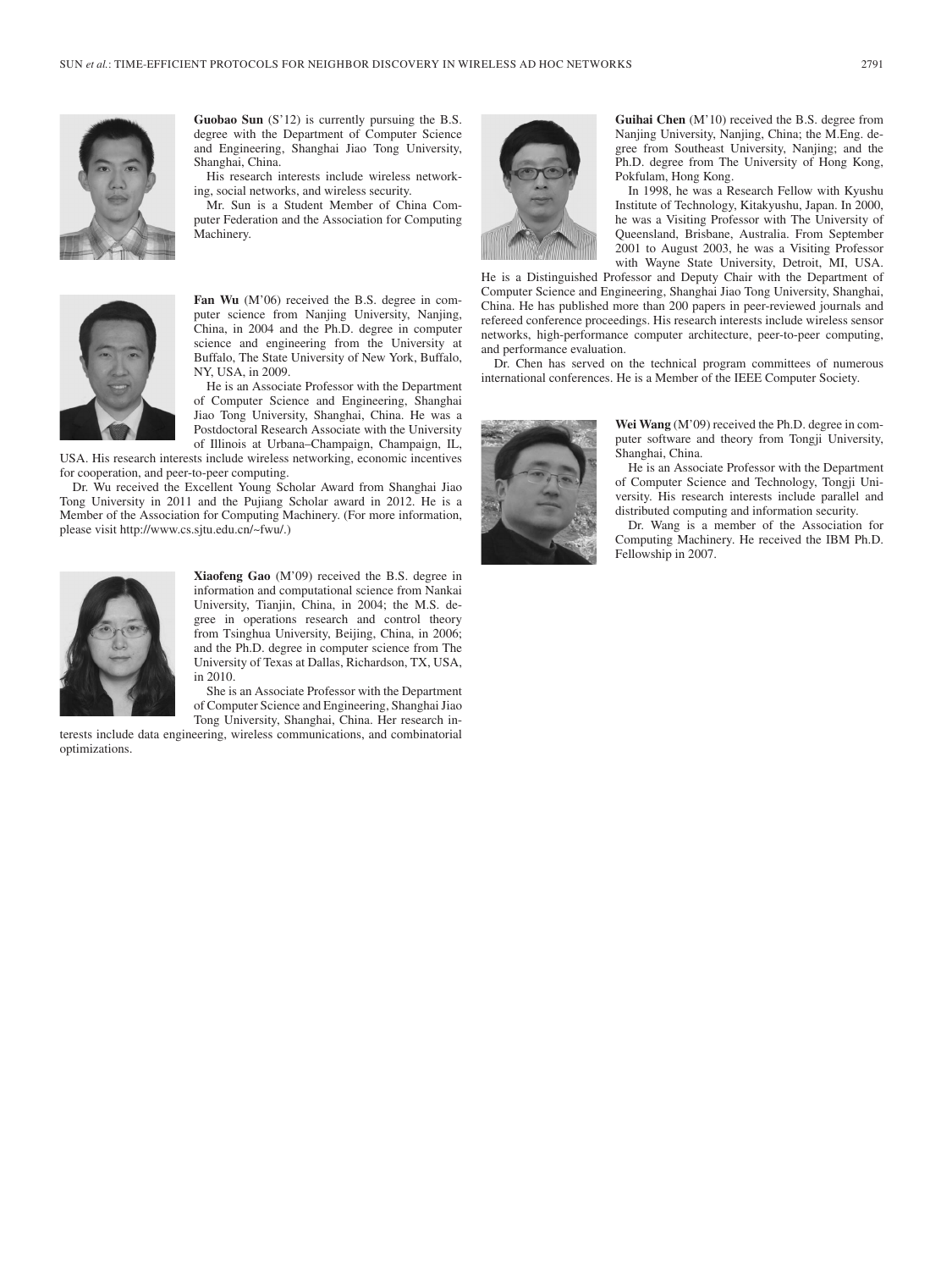**Guobao Sun** (S'12) is currently pursuing the B.S. degree with the Department of Computer Science and Engineering, Shanghai Jiao Tong University, Shanghai, China.

His research interests include wireless networking, social networks, and wireless security.

Mr. Sun is a Student Member of China Computer Federation and the Association for Computing Machinery.

**Fan Wu** (M'06) received the B.S. degree in computer science from Nanjing University, Nanjing, China, in 2004 and the Ph.D. degree in computer science and engineering from the University at Buffalo, The State University of New York, Buffalo, NY, USA, in 2009.

He is an Associate Professor with the Department of Computer Science and Engineering, Shanghai Jiao Tong University, Shanghai, China. He was a Postdoctoral Research Associate with the University of Illinois at Urbana–Champaign, Champaign, IL, USA. His research interests include wireless networking, economic incentives for cooperation, and peer-to-peer computing.

Dr. Wu received the Excellent Young Scholar Award from Shanghai Jiao Tong University in 2011 and the Pujiang Scholar award in 2012. He is a Member of the Association for Computing Machinery. (For more information, please visit http://www.cs.sjtu.edu.cn/~fwu/.)

**Xiaofeng Gao** (M'09) received the B.S. degree in information and computational science from Nankai University, Tianjin, China, in 2004; the M.S. degree in operations research and control theory from Tsinghua University, Beijing, China, in 2006; and the Ph.D. degree in computer science from The University of Texas at Dallas, Richardson, TX, USA, in 2010.

She is an Associate Professor with the Department of Computer Science and Engineering, Shanghai Jiao Tong University, Shanghai, China. Her research interests include data engineering, wireless communications, and combinatorial optimizations.

**Guihai Chen** (M'10) received the B.S. degree from Nanjing University, Nanjing, China; the M.Eng. degree from Southeast University, Nanjing; and the Ph.D. degree from The University of Hong Kong, Pokfulam, Hong Kong.

In 1998, he was a Research Fellow with Kyushu Institute of Technology, Kitakyushu, Japan. In 2000, he was a Visiting Professor with The University of Queensland, Brisbane, Australia. From September 2001 to August 2003, he was a Visiting Professor with Wayne State University, Detroit, MI, USA. He is a Distinguished Professor and Deputy Chair with the Department of Computer Science and Engineering, Shanghai Jiao Tong University, Shanghai, China. He has published more than 200 papers in peer-reviewed journals and refereed conference proceedings. His research interests include wireless sensor networks, high-performance computer architecture, peer-to-peer computing, and performance evaluation.

Dr. Chen has served on the technical program committees of numerous international conferences. He is a Member of the IEEE Computer Society.

**Wei Wang** (M'09) received the Ph.D. degree in computer software and theory from Tongji University, Shanghai, China.

He is an Associate Professor with the Department of Computer Science and Technology, Tongji University. His research interests include parallel and distributed computing and information security.

Dr. Wang is a member of the Association for Computing Machinery. He received the IBM Ph.D. Fellowship in 2007.